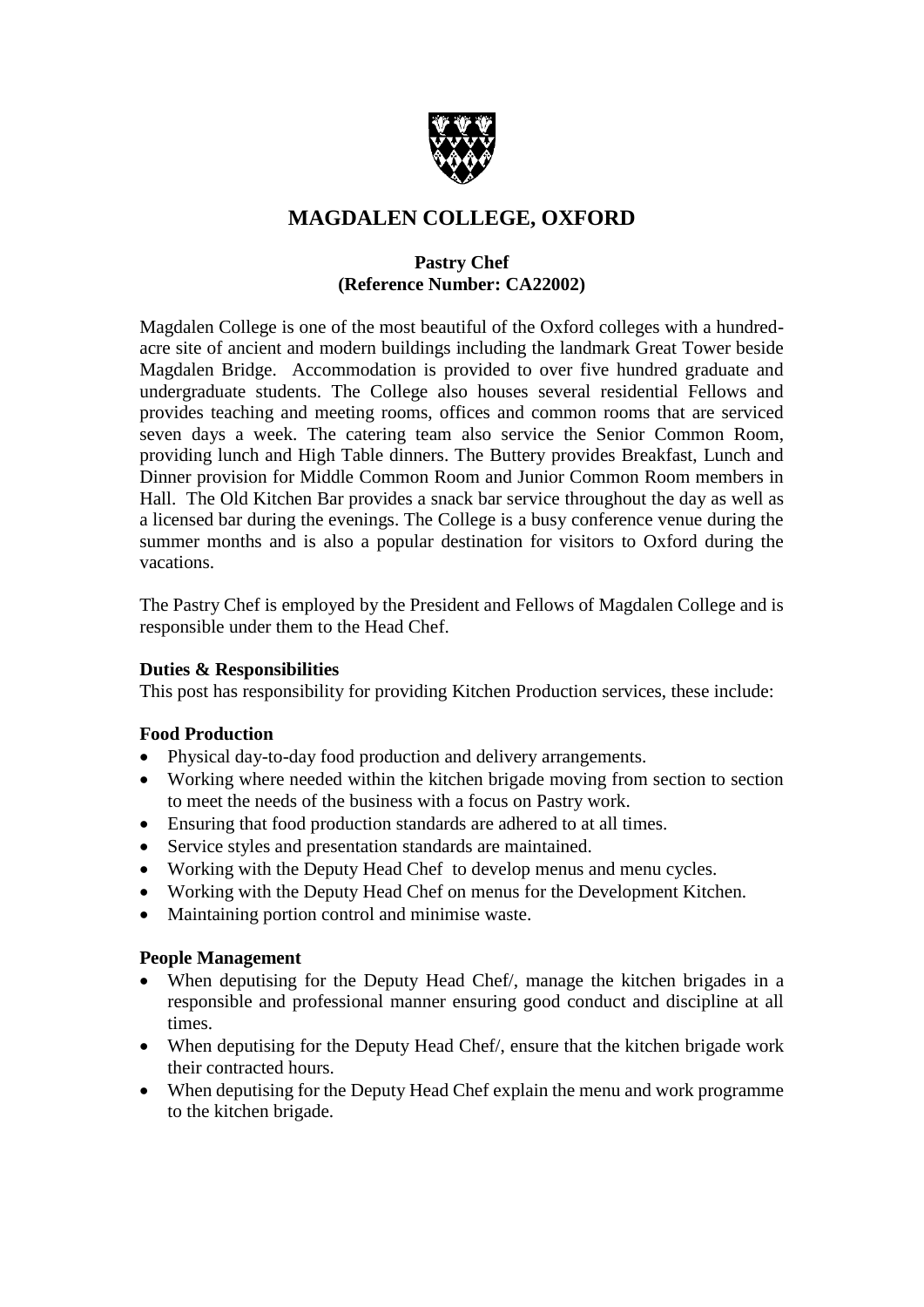# MAGDALEN COLLEGE, OXFORD

**Pastry Chef**
**(Reference Number: CA22002)**

Magdalen College is one of the most beautiful of the Oxford colleges with a hundred-acre site of ancient and modern buildings including the landmark Great Tower beside Magdalen Bridge. Accommodation is provided to over five hundred graduate and undergraduate students. The College also houses several residential Fellows and provides teaching and meeting rooms, offices and common rooms that are serviced seven days a week. The catering team also service the Senior Common Room, providing lunch and High Table dinners. The Buttery provides Breakfast, Lunch and Dinner provision for Middle Common Room and Junior Common Room members in Hall. The Old Kitchen Bar provides a snack bar service throughout the day as well as a licensed bar during the evenings. The College is a busy conference venue during the summer months and is also a popular destination for visitors to Oxford during the vacations.

The Pastry Chef is employed by the President and Fellows of Magdalen College and is responsible under them to the Head Chef.

**Duties & Responsibilities**
This post has responsibility for providing Kitchen Production services, these include:

**Food Production**

- Physical day-to-day food production and delivery arrangements.
- Working where needed within the kitchen brigade moving from section to section to meet the needs of the business with a focus on Pastry work.
- Ensuring that food production standards are adhered to at all times.
- Service styles and presentation standards are maintained.
- Working with the Deputy Head Chef to develop menus and menu cycles.
- Working with the Deputy Head Chef on menus for the Development Kitchen.
- Maintaining portion control and minimise waste.

**People Management**

- When deputising for the Deputy Head Chef/, manage the kitchen brigades in a responsible and professional manner ensuring good conduct and discipline at all times.
- When deputising for the Deputy Head Chef/, ensure that the kitchen brigade work their contracted hours.
- When deputising for the Deputy Head Chef explain the menu and work programme to the kitchen brigade.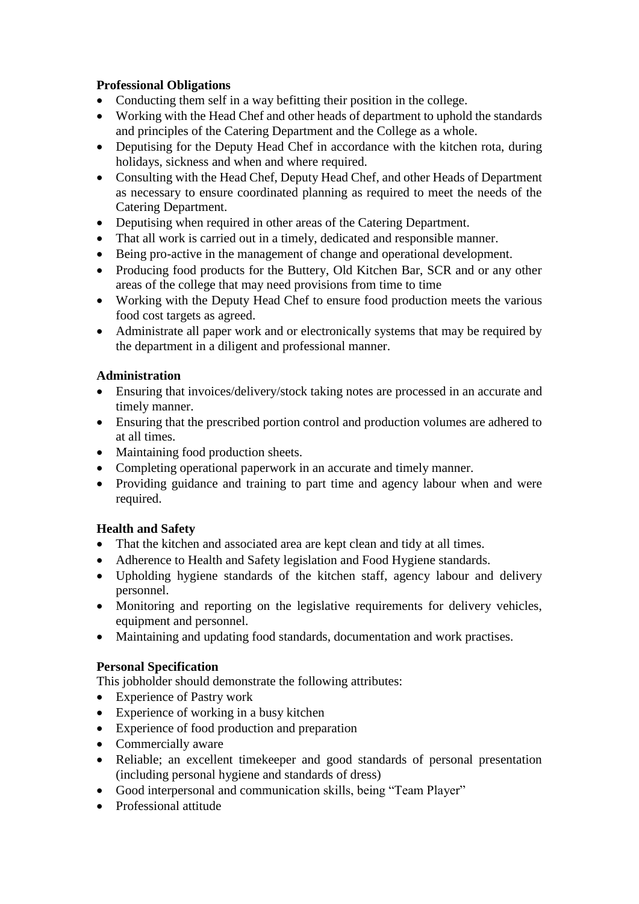**Professional Obligations**

- Conducting them self in a way befitting their position in the college.
- Working with the Head Chef and other heads of department to uphold the standards and principles of the Catering Department and the College as a whole.
- Deputising for the Deputy Head Chef in accordance with the kitchen rota, during holidays, sickness and when and where required.
- Consulting with the Head Chef, Deputy Head Chef, and other Heads of Department as necessary to ensure coordinated planning as required to meet the needs of the Catering Department.
- Deputising when required in other areas of the Catering Department.
- That all work is carried out in a timely, dedicated and responsible manner.
- Being pro-active in the management of change and operational development.
- Producing food products for the Buttery, Old Kitchen Bar, SCR and or any other areas of the college that may need provisions from time to time
- Working with the Deputy Head Chef to ensure food production meets the various food cost targets as agreed.
- Administrate all paper work and or electronically systems that may be required by the department in a diligent and professional manner.

**Administration**

- Ensuring that invoices/delivery/stock taking notes are processed in an accurate and timely manner.
- Ensuring that the prescribed portion control and production volumes are adhered to at all times.
- Maintaining food production sheets.
- Completing operational paperwork in an accurate and timely manner.
- Providing guidance and training to part time and agency labour when and were required.

**Health and Safety**

- That the kitchen and associated area are kept clean and tidy at all times.
- Adherence to Health and Safety legislation and Food Hygiene standards.
- Upholding hygiene standards of the kitchen staff, agency labour and delivery personnel.
- Monitoring and reporting on the legislative requirements for delivery vehicles, equipment and personnel.
- Maintaining and updating food standards, documentation and work practises.

**Personal Specification**

This jobholder should demonstrate the following attributes:

- Experience of Pastry work
- Experience of working in a busy kitchen
- Experience of food production and preparation
- Commercially aware
- Reliable; an excellent timekeeper and good standards of personal presentation (including personal hygiene and standards of dress)
- Good interpersonal and communication skills, being "Team Player"
- Professional attitude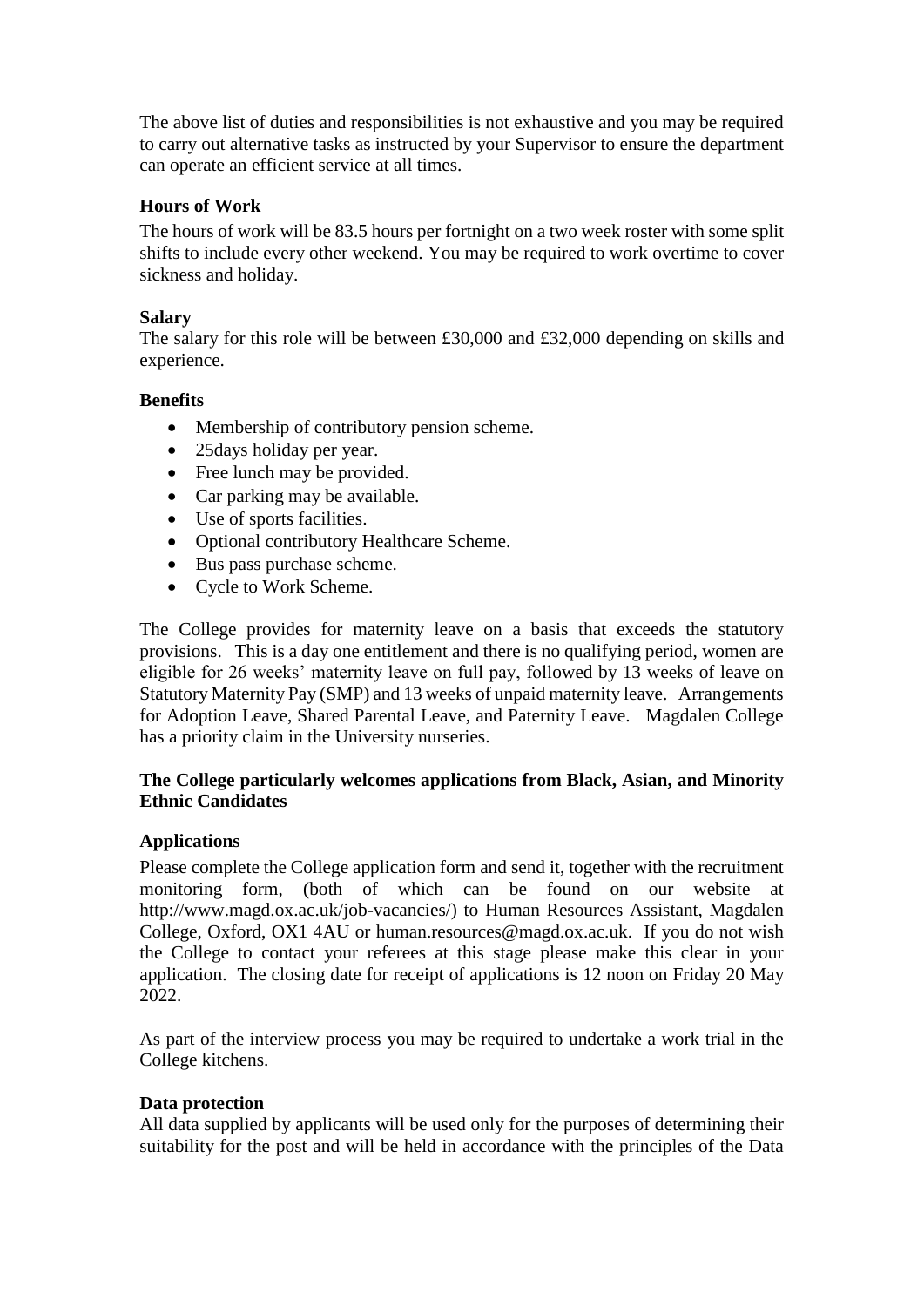The above list of duties and responsibilities is not exhaustive and you may be required to carry out alternative tasks as instructed by your Supervisor to ensure the department can operate an efficient service at all times.

**Hours of Work**

The hours of work will be 83.5 hours per fortnight on a two week roster with some split shifts to include every other weekend. You may be required to work overtime to cover sickness and holiday.

**Salary**

The salary for this role will be between £30,000 and £32,000 depending on skills and experience.

**Benefits**

- Membership of contributory pension scheme.
- 25days holiday per year.
- Free lunch may be provided.
- Car parking may be available.
- Use of sports facilities.
- Optional contributory Healthcare Scheme.
- Bus pass purchase scheme.
- Cycle to Work Scheme.

The College provides for maternity leave on a basis that exceeds the statutory provisions. This is a day one entitlement and there is no qualifying period, women are eligible for 26 weeks' maternity leave on full pay, followed by 13 weeks of leave on Statutory Maternity Pay (SMP) and 13 weeks of unpaid maternity leave. Arrangements for Adoption Leave, Shared Parental Leave, and Paternity Leave. Magdalen College has a priority claim in the University nurseries.

**The College particularly welcomes applications from Black, Asian, and Minority Ethnic Candidates**

**Applications**

Please complete the College application form and send it, together with the recruitment monitoring form, (both of which can be found on our website at http://www.magd.ox.ac.uk/job-vacancies/) to Human Resources Assistant, Magdalen College, Oxford, OX1 4AU or human.resources@magd.ox.ac.uk. If you do not wish the College to contact your referees at this stage please make this clear in your application. The closing date for receipt of applications is 12 noon on Friday 20 May 2022.

As part of the interview process you may be required to undertake a work trial in the College kitchens.

**Data protection**

All data supplied by applicants will be used only for the purposes of determining their suitability for the post and will be held in accordance with the principles of the Data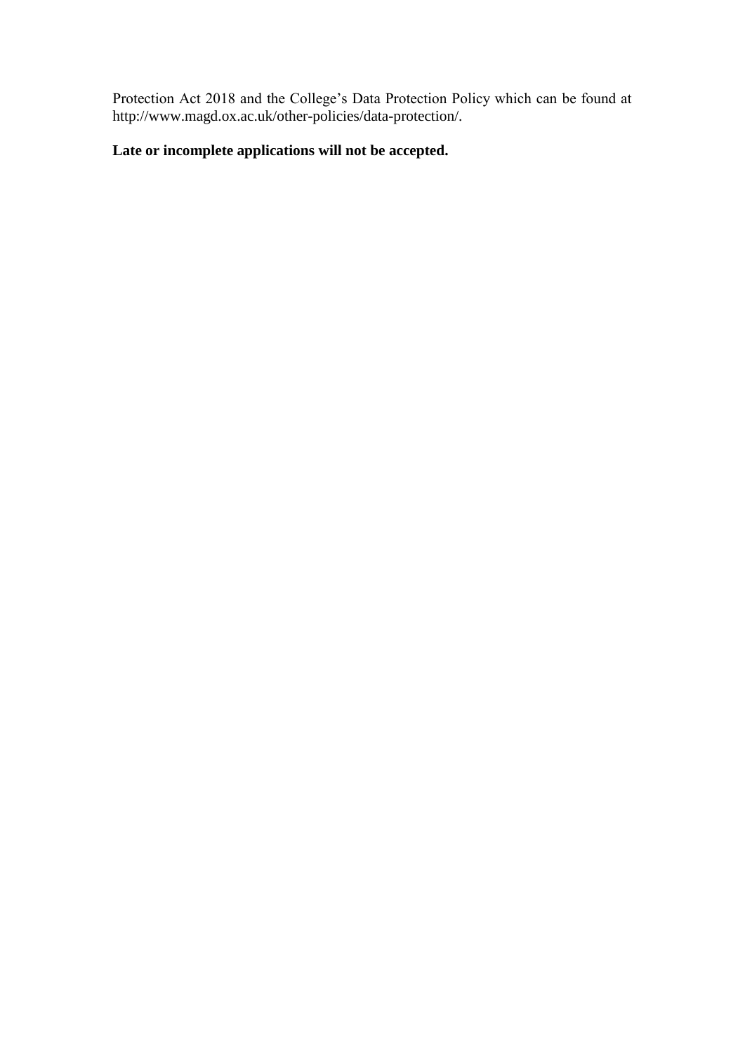Protection Act 2018 and the College's Data Protection Policy which can be found at http://www.magd.ox.ac.uk/other-policies/data-protection/.

**Late or incomplete applications will not be accepted.**